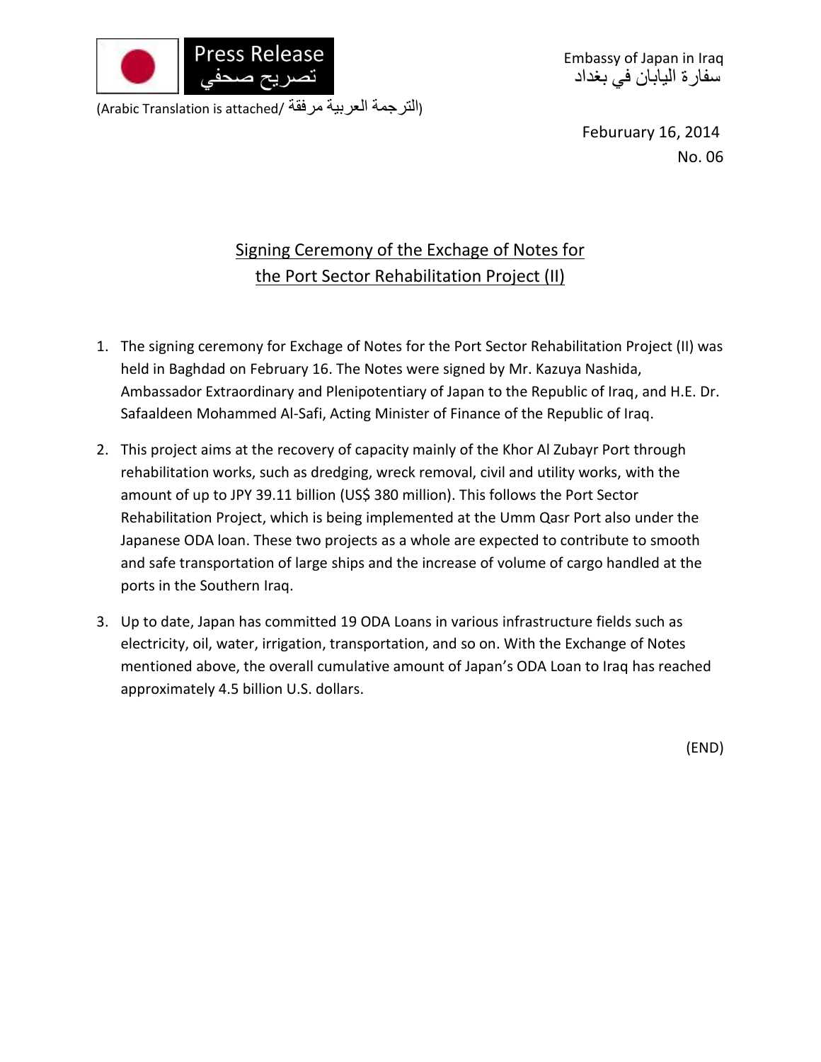Press Release
تصريح صحفي

(Arabic Translation is attached/ الترجمة العربية مرفقة)

Embassy of Japan in Iraq
سفارة اليابان في بغداد

Feburuary 16, 2014
No. 06

# Signing Ceremony of the Exchage of Notes for the Port Sector Rehabilitation Project (II)

1. The signing ceremony for Exchage of Notes for the Port Sector Rehabilitation Project (II) was held in Baghdad on February 16. The Notes were signed by Mr. Kazuya Nashida, Ambassador Extraordinary and Plenipotentiary of Japan to the Republic of Iraq, and H.E. Dr. Safaaldeen Mohammed Al-Safi, Acting Minister of Finance of the Republic of Iraq.

2. This project aims at the recovery of capacity mainly of the Khor Al Zubayr Port through rehabilitation works, such as dredging, wreck removal, civil and utility works, with the amount of up to JPY 39.11 billion (US$ 380 million). This follows the Port Sector Rehabilitation Project, which is being implemented at the Umm Qasr Port also under the Japanese ODA loan. These two projects as a whole are expected to contribute to smooth and safe transportation of large ships and the increase of volume of cargo handled at the ports in the Southern Iraq.

3. Up to date, Japan has committed 19 ODA Loans in various infrastructure fields such as electricity, oil, water, irrigation, transportation, and so on. With the Exchange of Notes mentioned above, the overall cumulative amount of Japan's ODA Loan to Iraq has reached approximately 4.5 billion U.S. dollars.

(END)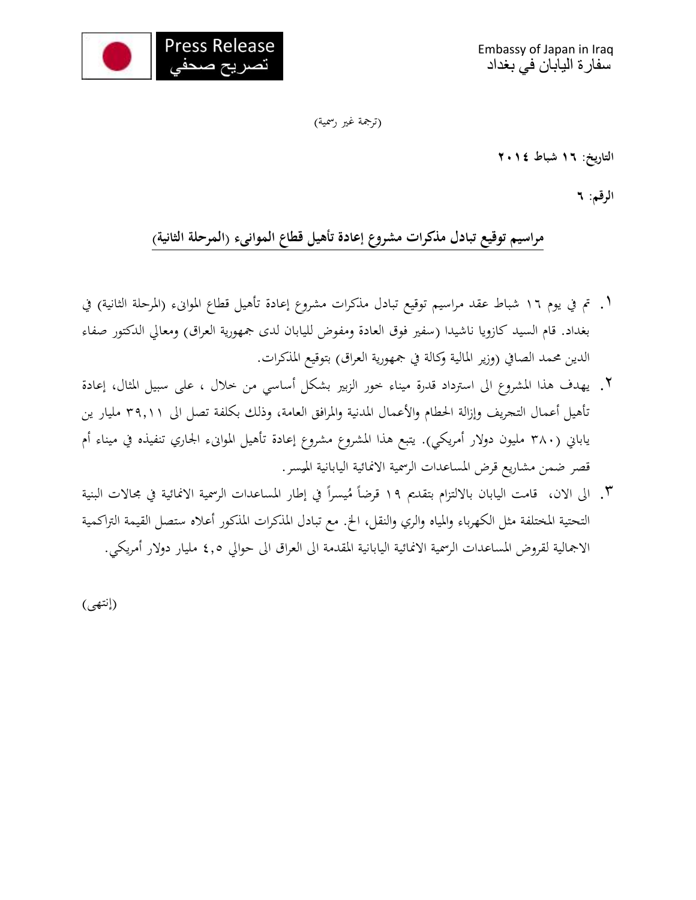Press Release
تصريح صحفي

Embassy of Japan in Iraq
سفارة اليابان في بغداد

(ترجمة غير رسمية)

**التاريخ: ١٦ شباط ٢٠١٤**

**الرقم: ٦**

## مراسيم توقيع تبادل مذكرات مشروع إعادة تأهيل قطاع الموانىء (المرحلة الثانية)

١. تم في يوم ١٦ شباط عقد مراسيم توقيع تبادل مذكرات مشروع إعادة تأهيل قطاع الموانىء (المرحلة الثانية) في بغداد. قام السيد كازويا ناشيدا (سفير فوق العادة ومفوض لليابان لدى جمهورية العراق) ومعالي الدكتور صفاء الدين محمد الصافي (وزير المالية وكالة في جمهورية العراق) بتوقيع المذكرات.

٢. يهدف هذا المشروع الى استرداد قدرة ميناء خور الزبير بشكل أساسي من خلال ، على سبيل المثال، إعادة تأهيل أعمال التجريف وإزالة الحطام والأعمال المدنية والمرافق العامة، وذلك بكلفة تصل الى ٣٩,١١ مليار ين ياباني (٣٨٠ مليون دولار أمريكي). يتبع هذا المشروع مشروع إعادة تأهيل الموانىء الجاري تنفيذه في ميناء أم قصر ضمن مشاريع قرض المساعدات الرسمية الانمائية اليابانية الميسر.

٣. الى الان، قامت اليابان بالالتزام بتقديم ١٩ قرضاً مُيسراً في إطار المساعدات الرسمية الانمائية في مجالات البنية التحتية المختلفة مثل الكهرباء والمياه والري والنقل، الخ. مع تبادل المذكرات المذكور أعلاه ستصل القيمة التراكمية الاجمالية لقروض المساعدات الرسمية الانمائية اليابانية المقدمة الى العراق الى حوالي ٤,٥ مليار دولار أمريكي.

(إنتهى)